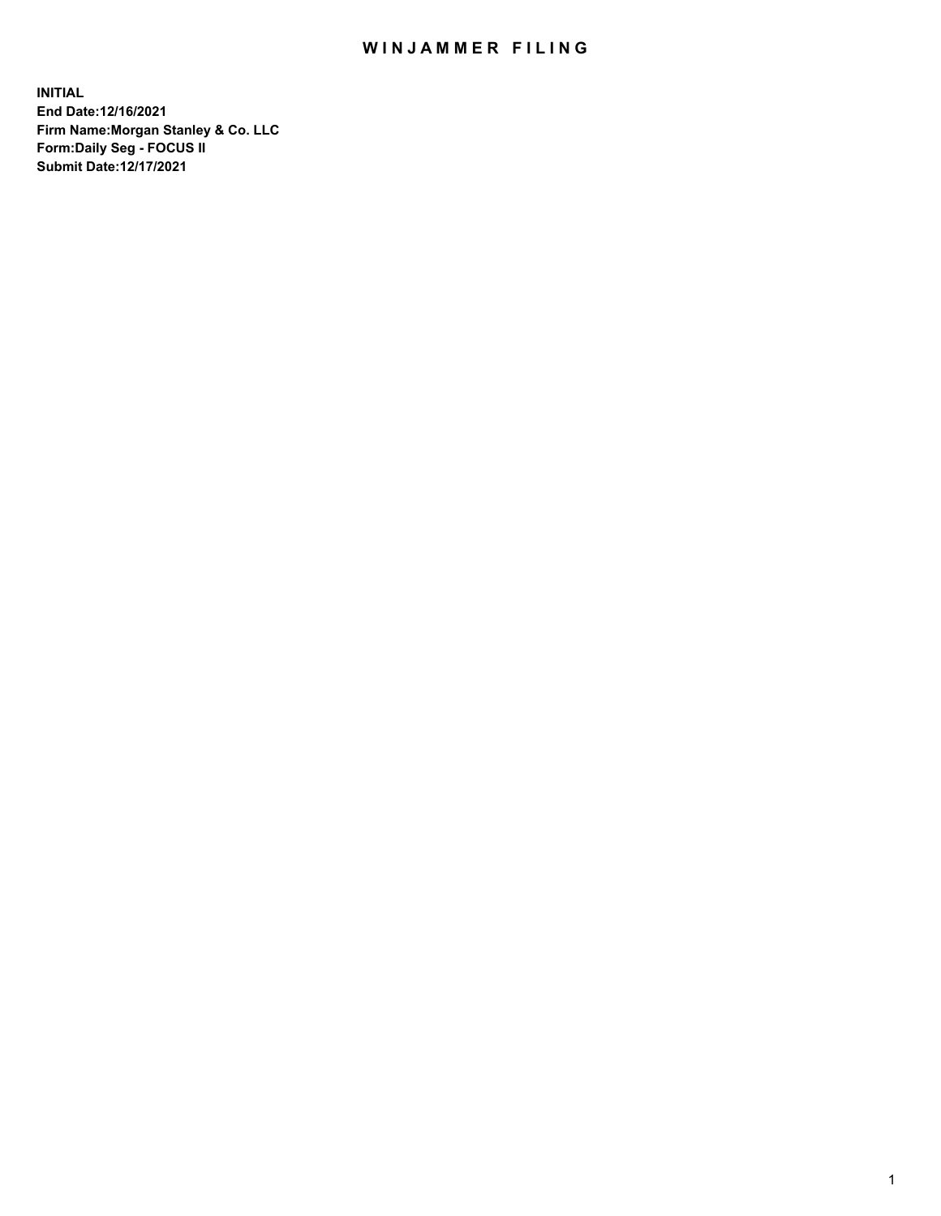# WINJAMMER FILING

**INITIAL**
**End Date:12/16/2021**
**Firm Name:Morgan Stanley & Co. LLC**
**Form:Daily Seg - FOCUS II**
**Submit Date:12/17/2021**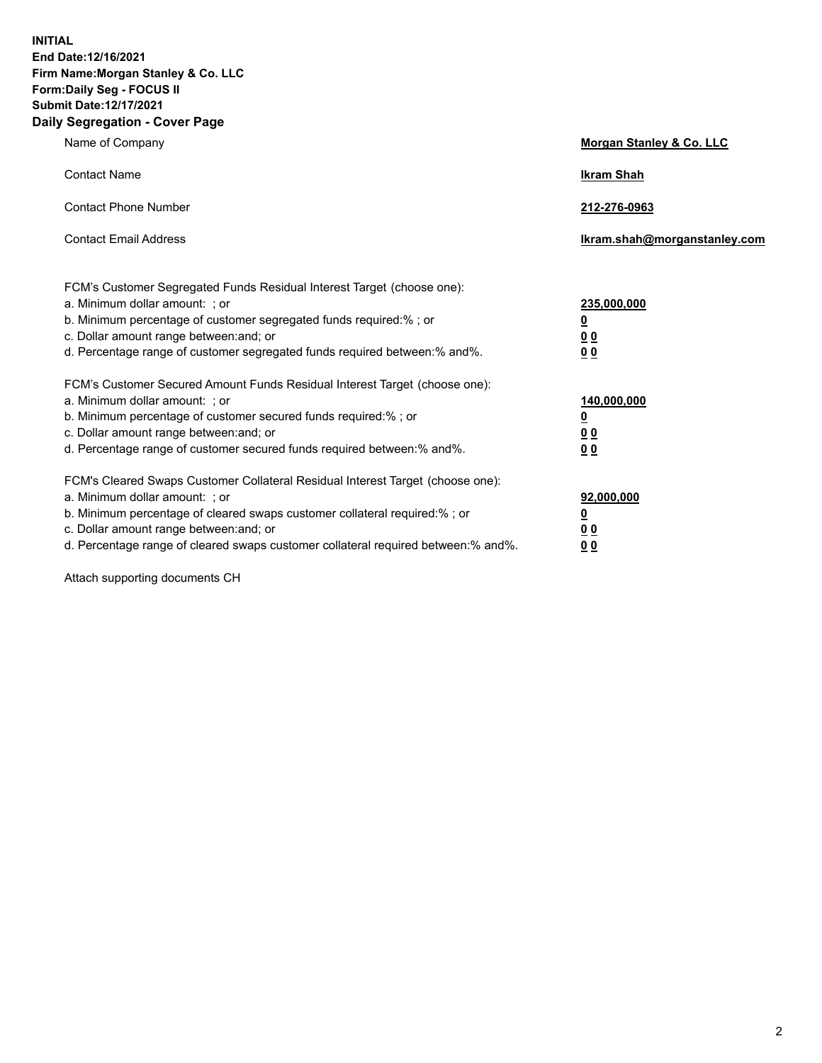**INITIAL**
**End Date:12/16/2021**
**Firm Name:Morgan Stanley & Co. LLC**
**Form:Daily Seg - FOCUS II**
**Submit Date:12/17/2021**

## Daily Segregation - Cover Page

| | |
|---|---|
| Name of Company | **Morgan Stanley & Co. LLC** |
| Contact Name | **Ikram Shah** |
| Contact Phone Number | **212-276-0963** |
| Contact Email Address | **Ikram.shah@morganstanley.com** |

FCM's Customer Segregated Funds Residual Interest Target (choose one):

| | |
|---|---|
| a. Minimum dollar amount: ; or | **235,000,000** |
| b. Minimum percentage of customer segregated funds required:% ; or | **0** |
| c. Dollar amount range between:and; or | **0 0** |
| d. Percentage range of customer segregated funds required between:% and%. | **0 0** |

FCM's Customer Secured Amount Funds Residual Interest Target (choose one):

| | |
|---|---|
| a. Minimum dollar amount: ; or | **140,000,000** |
| b. Minimum percentage of customer secured funds required:% ; or | **0** |
| c. Dollar amount range between:and; or | **0 0** |
| d. Percentage range of customer secured funds required between:% and%. | **0 0** |

FCM's Cleared Swaps Customer Collateral Residual Interest Target (choose one):

| | |
|---|---|
| a. Minimum dollar amount: ; or | **92,000,000** |
| b. Minimum percentage of cleared swaps customer collateral required:% ; or | **0** |
| c. Dollar amount range between:and; or | **0 0** |
| d. Percentage range of cleared swaps customer collateral required between:% and%. | **0 0** |

Attach supporting documents CH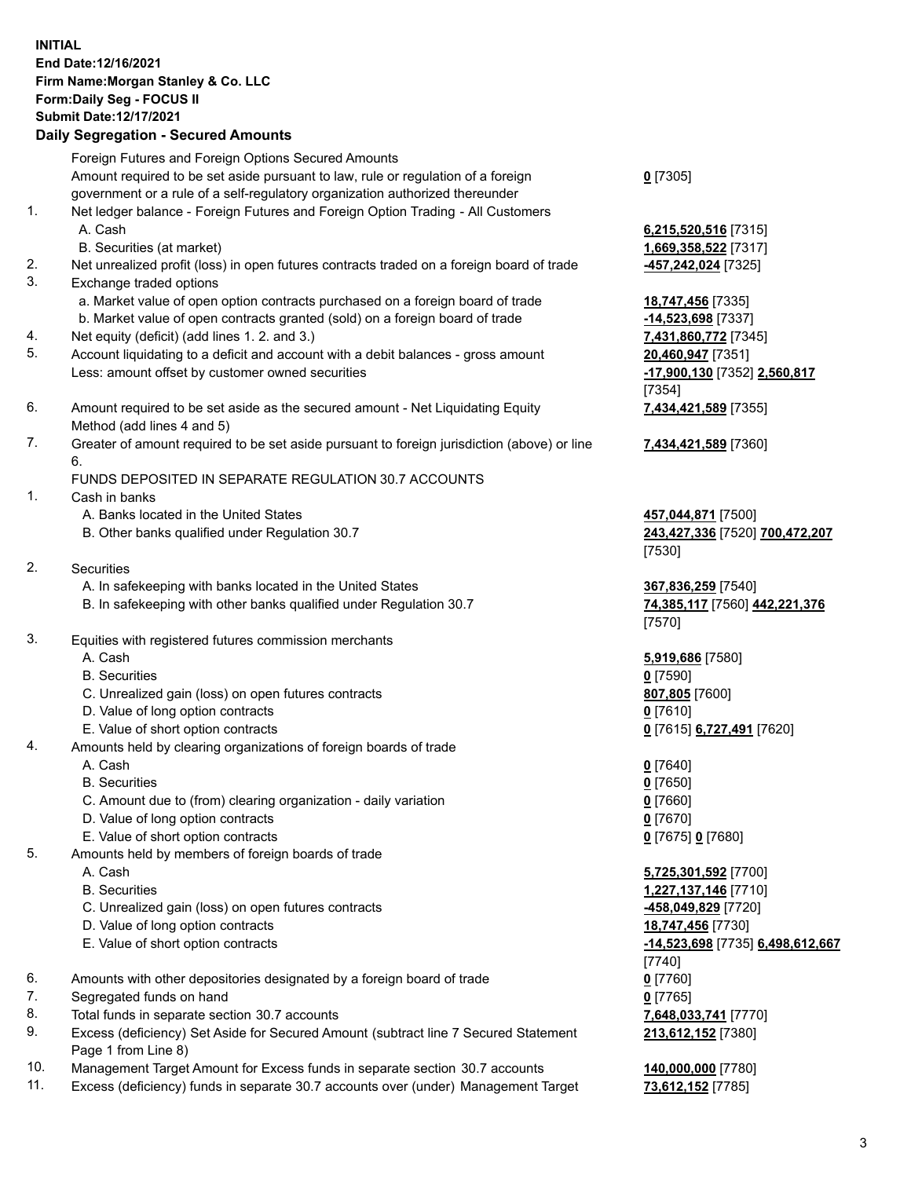**INITIAL**
**End Date:12/16/2021**
**Firm Name:Morgan Stanley & Co. LLC**
**Form:Daily Seg - FOCUS II**
**Submit Date:12/17/2021**

## Daily Segregation - Secured Amounts

| | | |
|---|---|---|
| | Foreign Futures and Foreign Options Secured Amounts | |
| | Amount required to be set aside pursuant to law, rule or regulation of a foreign government or a rule of a self-regulatory organization authorized thereunder | **0** [7305] |
| 1. | Net ledger balance - Foreign Futures and Foreign Option Trading - All Customers | |
| | A. Cash | **6,215,520,516** [7315] |
| | B. Securities (at market) | **1,669,358,522** [7317] |
| 2. | Net unrealized profit (loss) in open futures contracts traded on a foreign board of trade | **-457,242,024** [7325] |
| 3. | Exchange traded options | |
| | a. Market value of open option contracts purchased on a foreign board of trade | **18,747,456** [7335] |
| | b. Market value of open contracts granted (sold) on a foreign board of trade | **-14,523,698** [7337] |
| 4. | Net equity (deficit) (add lines 1. 2. and 3.) | **7,431,860,772** [7345] |
| 5. | Account liquidating to a deficit and account with a debit balances - gross amount | **20,460,947** [7351] |
| | Less: amount offset by customer owned securities | **-17,900,130** [7352] **2,560,817** [7354] |
| 6. | Amount required to be set aside as the secured amount - Net Liquidating Equity Method (add lines 4 and 5) | **7,434,421,589** [7355] |
| 7. | Greater of amount required to be set aside pursuant to foreign jurisdiction (above) or line 6. | **7,434,421,589** [7360] |
| | FUNDS DEPOSITED IN SEPARATE REGULATION 30.7 ACCOUNTS | |
| 1. | Cash in banks | |
| | A. Banks located in the United States | **457,044,871** [7500] |
| | B. Other banks qualified under Regulation 30.7 | **243,427,336** [7520] **700,472,207** [7530] |
| 2. | Securities | |
| | A. In safekeeping with banks located in the United States | **367,836,259** [7540] |
| | B. In safekeeping with other banks qualified under Regulation 30.7 | **74,385,117** [7560] **442,221,376** [7570] |
| 3. | Equities with registered futures commission merchants | |
| | A. Cash | **5,919,686** [7580] |
| | B. Securities | **0** [7590] |
| | C. Unrealized gain (loss) on open futures contracts | **807,805** [7600] |
| | D. Value of long option contracts | **0** [7610] |
| | E. Value of short option contracts | **0** [7615] **6,727,491** [7620] |
| 4. | Amounts held by clearing organizations of foreign boards of trade | |
| | A. Cash | **0** [7640] |
| | B. Securities | **0** [7650] |
| | C. Amount due to (from) clearing organization - daily variation | **0** [7660] |
| | D. Value of long option contracts | **0** [7670] |
| | E. Value of short option contracts | **0** [7675] **0** [7680] |
| 5. | Amounts held by members of foreign boards of trade | |
| | A. Cash | **5,725,301,592** [7700] |
| | B. Securities | **1,227,137,146** [7710] |
| | C. Unrealized gain (loss) on open futures contracts | **-458,049,829** [7720] |
| | D. Value of long option contracts | **18,747,456** [7730] |
| | E. Value of short option contracts | **-14,523,698** [7735] **6,498,612,667** [7740] |
| 6. | Amounts with other depositories designated by a foreign board of trade | **0** [7760] |
| 7. | Segregated funds on hand | **0** [7765] |
| 8. | Total funds in separate section 30.7 accounts | **7,648,033,741** [7770] |
| 9. | Excess (deficiency) Set Aside for Secured Amount (subtract line 7 Secured Statement Page 1 from Line 8) | **213,612,152** [7380] |
| 10. | Management Target Amount for Excess funds in separate section 30.7 accounts | **140,000,000** [7780] |
| 11. | Excess (deficiency) funds in separate 30.7 accounts over (under) Management Target | **73,612,152** [7785] |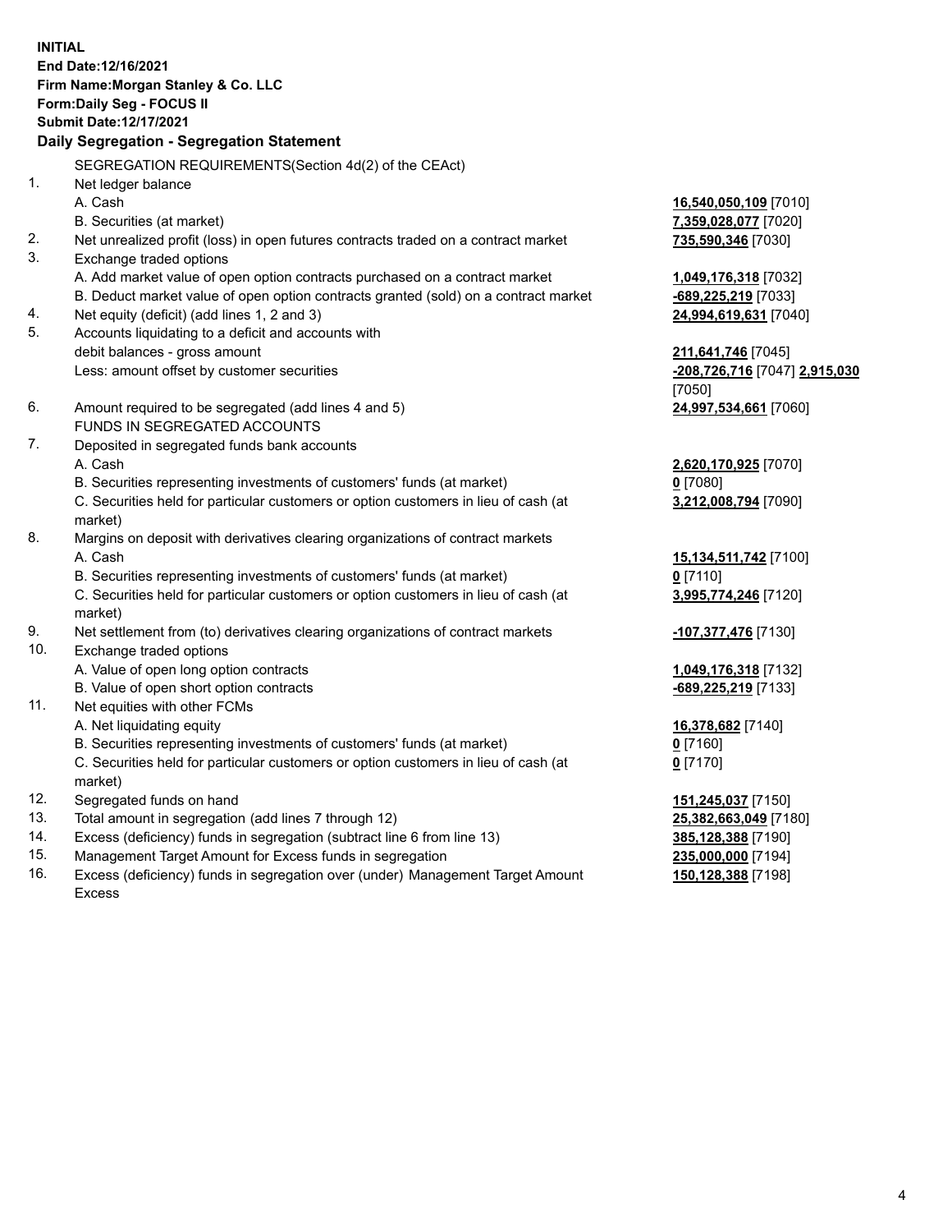**INITIAL**
**End Date:12/16/2021**
**Firm Name:Morgan Stanley & Co. LLC**
**Form:Daily Seg - FOCUS II**
**Submit Date:12/17/2021**

## Daily Segregation - Segregation Statement

SEGREGATION REQUIREMENTS(Section 4d(2) of the CEAct)

| | | |
|---|---|---|
| 1. | Net ledger balance | |
| | A. Cash | **16,540,050,109** [7010] |
| | B. Securities (at market) | **7,359,028,077** [7020] |
| 2. | Net unrealized profit (loss) in open futures contracts traded on a contract market | **735,590,346** [7030] |
| 3. | Exchange traded options | |
| | A. Add market value of open option contracts purchased on a contract market | **1,049,176,318** [7032] |
| | B. Deduct market value of open option contracts granted (sold) on a contract market | **-689,225,219** [7033] |
| 4. | Net equity (deficit) (add lines 1, 2 and 3) | **24,994,619,631** [7040] |
| 5. | Accounts liquidating to a deficit and accounts with debit balances - gross amount | **211,641,746** [7045] |
| | Less: amount offset by customer securities | **-208,726,716** [7047] **2,915,030** [7050] |
| 6. | Amount required to be segregated (add lines 4 and 5) | **24,997,534,661** [7060] |
| | FUNDS IN SEGREGATED ACCOUNTS | |
| 7. | Deposited in segregated funds bank accounts | |
| | A. Cash | **2,620,170,925** [7070] |
| | B. Securities representing investments of customers' funds (at market) | **0** [7080] |
| | C. Securities held for particular customers or option customers in lieu of cash (at market) | **3,212,008,794** [7090] |
| 8. | Margins on deposit with derivatives clearing organizations of contract markets | |
| | A. Cash | **15,134,511,742** [7100] |
| | B. Securities representing investments of customers' funds (at market) | **0** [7110] |
| | C. Securities held for particular customers or option customers in lieu of cash (at market) | **3,995,774,246** [7120] |
| 9. | Net settlement from (to) derivatives clearing organizations of contract markets | **-107,377,476** [7130] |
| 10. | Exchange traded options | |
| | A. Value of open long option contracts | **1,049,176,318** [7132] |
| | B. Value of open short option contracts | **-689,225,219** [7133] |
| 11. | Net equities with other FCMs | |
| | A. Net liquidating equity | **16,378,682** [7140] |
| | B. Securities representing investments of customers' funds (at market) | **0** [7160] |
| | C. Securities held for particular customers or option customers in lieu of cash (at market) | **0** [7170] |
| 12. | Segregated funds on hand | **151,245,037** [7150] |
| 13. | Total amount in segregation (add lines 7 through 12) | **25,382,663,049** [7180] |
| 14. | Excess (deficiency) funds in segregation (subtract line 6 from line 13) | **385,128,388** [7190] |
| 15. | Management Target Amount for Excess funds in segregation | **235,000,000** [7194] |
| 16. | Excess (deficiency) funds in segregation over (under) Management Target Amount Excess | **150,128,388** [7198] |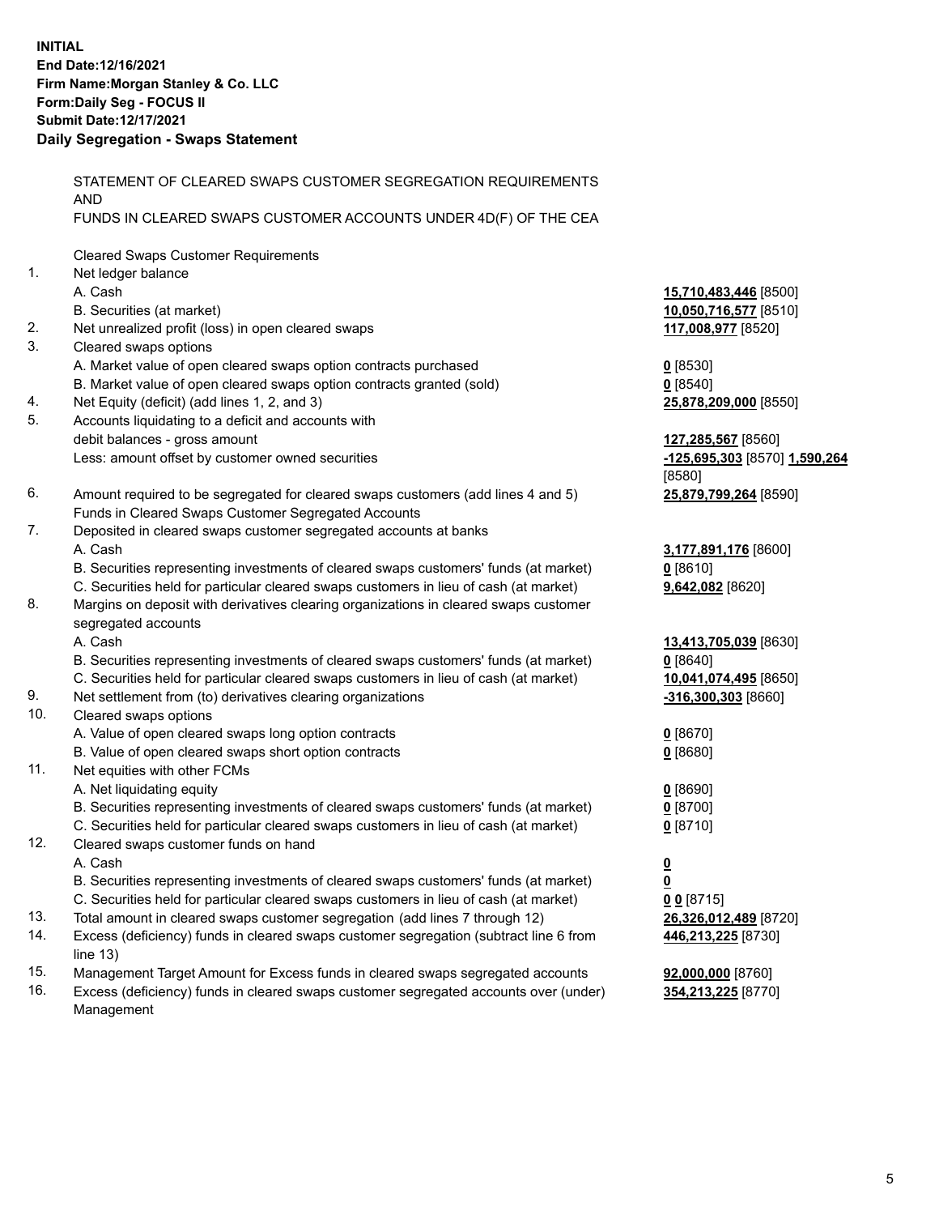**INITIAL**
**End Date:12/16/2021**
**Firm Name:Morgan Stanley & Co. LLC**
**Form:Daily Seg - FOCUS II**
**Submit Date:12/17/2021**
**Daily Segregation - Swaps Statement**

STATEMENT OF CLEARED SWAPS CUSTOMER SEGREGATION REQUIREMENTS AND FUNDS IN CLEARED SWAPS CUSTOMER ACCOUNTS UNDER 4D(F) OF THE CEA

| | | |
|---|---|---|
| | Cleared Swaps Customer Requirements | |
| 1. | Net ledger balance | |
| | A. Cash | **15,710,483,446** [8500] |
| | B. Securities (at market) | **10,050,716,577** [8510] |
| 2. | Net unrealized profit (loss) in open cleared swaps | **117,008,977** [8520] |
| 3. | Cleared swaps options | |
| | A. Market value of open cleared swaps option contracts purchased | **0** [8530] |
| | B. Market value of open cleared swaps option contracts granted (sold) | **0** [8540] |
| 4. | Net Equity (deficit) (add lines 1, 2, and 3) | **25,878,209,000** [8550] |
| 5. | Accounts liquidating to a deficit and accounts with debit balances - gross amount | **127,285,567** [8560] |
| | Less: amount offset by customer owned securities | **-125,695,303** [8570] **1,590,264** [8580] |
| 6. | Amount required to be segregated for cleared swaps customers (add lines 4 and 5) | **25,879,799,264** [8590] |
| | Funds in Cleared Swaps Customer Segregated Accounts | |
| 7. | Deposited in cleared swaps customer segregated accounts at banks | |
| | A. Cash | **3,177,891,176** [8600] |
| | B. Securities representing investments of cleared swaps customers' funds (at market) | **0** [8610] |
| | C. Securities held for particular cleared swaps customers in lieu of cash (at market) | **9,642,082** [8620] |
| 8. | Margins on deposit with derivatives clearing organizations in cleared swaps customer segregated accounts | |
| | A. Cash | **13,413,705,039** [8630] |
| | B. Securities representing investments of cleared swaps customers' funds (at market) | **0** [8640] |
| | C. Securities held for particular cleared swaps customers in lieu of cash (at market) | **10,041,074,495** [8650] |
| 9. | Net settlement from (to) derivatives clearing organizations | **-316,300,303** [8660] |
| 10. | Cleared swaps options | |
| | A. Value of open cleared swaps long option contracts | **0** [8670] |
| | B. Value of open cleared swaps short option contracts | **0** [8680] |
| 11. | Net equities with other FCMs | |
| | A. Net liquidating equity | **0** [8690] |
| | B. Securities representing investments of cleared swaps customers' funds (at market) | **0** [8700] |
| | C. Securities held for particular cleared swaps customers in lieu of cash (at market) | **0** [8710] |
| 12. | Cleared swaps customer funds on hand | |
| | A. Cash | **0** |
| | B. Securities representing investments of cleared swaps customers' funds (at market) | **0** |
| | C. Securities held for particular cleared swaps customers in lieu of cash (at market) | **0** **0** [8715] |
| 13. | Total amount in cleared swaps customer segregation (add lines 7 through 12) | **26,326,012,489** [8720] |
| 14. | Excess (deficiency) funds in cleared swaps customer segregation (subtract line 6 from line 13) | **446,213,225** [8730] |
| 15. | Management Target Amount for Excess funds in cleared swaps segregated accounts | **92,000,000** [8760] |
| 16. | Excess (deficiency) funds in cleared swaps customer segregated accounts over (under) Management | **354,213,225** [8770] |